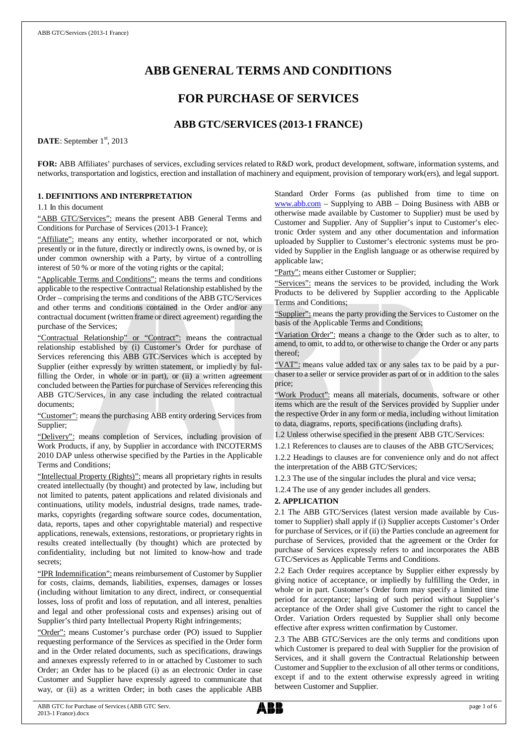# ABB GENERAL TERMS AND CONDITIONS

## FOR PURCHASE OF SERVICES

### ABB GTC/SERVICES (2013-1 FRANCE)

**DATE**: September 1st, 2013

**FOR:** ABB Affiliates' purchases of services, excluding services related to R&D work, product development, software, information systems, and networks, transportation and logistics, erection and installation of machinery and equipment, provision of temporary work(ers), and legal support.

**1. DEFINITIONS AND INTERPRETATION**

1.1 In this document

"ABB GTC/Services": means the present ABB General Terms and Conditions for Purchase of Services (2013-1 France);

"Affiliate": means any entity, whether incorporated or not, which presently or in the future, directly or indirectly owns, is owned by, or is under common ownership with a Party, by virtue of a controlling interest of 50 % or more of the voting rights or the capital;

"Applicable Terms and Conditions": means the terms and conditions applicable to the respective Contractual Relationship established by the Order – comprising the terms and conditions of the ABB GTC/Services and other terms and conditions contained in the Order and/or any contractual document (written frame or direct agreement) regarding the purchase of the Services;

"Contractual Relationship" or "Contract": means the contractual relationship established by (i) Customer's Order for purchase of Services referencing this ABB GTC/Services which is accepted by Supplier (either expressly by written statement, or impliedly by fulfilling the Order, in whole or in part), or (ii) a written agreement concluded between the Parties for purchase of Services referencing this ABB GTC/Services, in any case including the related contractual documents;

"Customer": means the purchasing ABB entity ordering Services from Supplier;

"Delivery": means completion of Services, including provision of Work Products, if any, by Supplier in accordance with INCOTERMS 2010 DAP unless otherwise specified by the Parties in the Applicable Terms and Conditions;

"Intellectual Property (Rights)": means all proprietary rights in results created intellectually (by thought) and protected by law, including but not limited to patents, patent applications and related divisionals and continuations, utility models, industrial designs, trade names, trademarks, copyrights (regarding software source codes, documentation, data, reports, tapes and other copyrightable material) and respective applications, renewals, extensions, restorations, or proprietary rights in results created intellectually (by thought) which are protected by confidentiality, including but not limited to know-how and trade secrets;

"IPR Indemnification": means reimbursement of Customer by Supplier for costs, claims, demands, liabilities, expenses, damages or losses (including without limitation to any direct, indirect, or consequential losses, loss of profit and loss of reputation, and all interest, penalties and legal and other professional costs and expenses) arising out of Supplier's third party Intellectual Property Right infringements;

"Order": means Customer's purchase order (PO) issued to Supplier requesting performance of the Services as specified in the Order form and in the Order related documents, such as specifications, drawings and annexes expressly referred to in or attached by Customer to such Order; an Order has to be placed (i) as an electronic Order in case Customer and Supplier have expressly agreed to communicate that way, or (ii) as a written Order; in both cases the applicable ABB Standard Order Forms (as published from time to time on www.abb.com – Supplying to ABB – Doing Business with ABB or otherwise made available by Customer to Supplier) must be used by Customer and Supplier. Any of Supplier's input to Customer's electronic Order system and any other documentation and information uploaded by Supplier to Customer's electronic systems must be provided by Supplier in the English language or as otherwise required by applicable law;

"Party": means either Customer or Supplier;

"Services": means the services to be provided, including the Work Products to be delivered by Supplier according to the Applicable Terms and Conditions;

"Supplier": means the party providing the Services to Customer on the basis of the Applicable Terms and Conditions;

"Variation Order": means a change to the Order such as to alter, to amend, to omit, to add to, or otherwise to change the Order or any parts thereof;

"VAT": means value added tax or any sales tax to be paid by a purchaser to a seller or service provider as part of or in addition to the sales price;

"Work Product": means all materials, documents, software or other items which are the result of the Services provided by Supplier under the respective Order in any form or media, including without limitation to data, diagrams, reports, specifications (including drafts).

1.2 Unless otherwise specified in the present ABB GTC/Services:

1.2.1 References to clauses are to clauses of the ABB GTC/Services;

1.2.2 Headings to clauses are for convenience only and do not affect the interpretation of the ABB GTC/Services;

1.2.3 The use of the singular includes the plural and vice versa;

1.2.4 The use of any gender includes all genders.

**2. APPLICATION**

2.1 The ABB GTC/Services (latest version made available by Customer to Supplier) shall apply if (i) Supplier accepts Customer's Order for purchase of Services, or if (ii) the Parties conclude an agreement for purchase of Services, provided that the agreement or the Order for purchase of Services expressly refers to and incorporates the ABB GTC/Services as Applicable Terms and Conditions.

2.2 Each Order requires acceptance by Supplier either expressly by giving notice of acceptance, or impliedly by fulfilling the Order, in whole or in part. Customer's Order form may specify a limited time period for acceptance; lapsing of such period without Supplier's acceptance of the Order shall give Customer the right to cancel the Order. Variation Orders requested by Supplier shall only become effective after express written confirmation by Customer.

2.3 The ABB GTC/Services are the only terms and conditions upon which Customer is prepared to deal with Supplier for the provision of Services, and it shall govern the Contractual Relationship between Customer and Supplier to the exclusion of all other terms or conditions, except if and to the extent otherwise expressly agreed in writing between Customer and Supplier.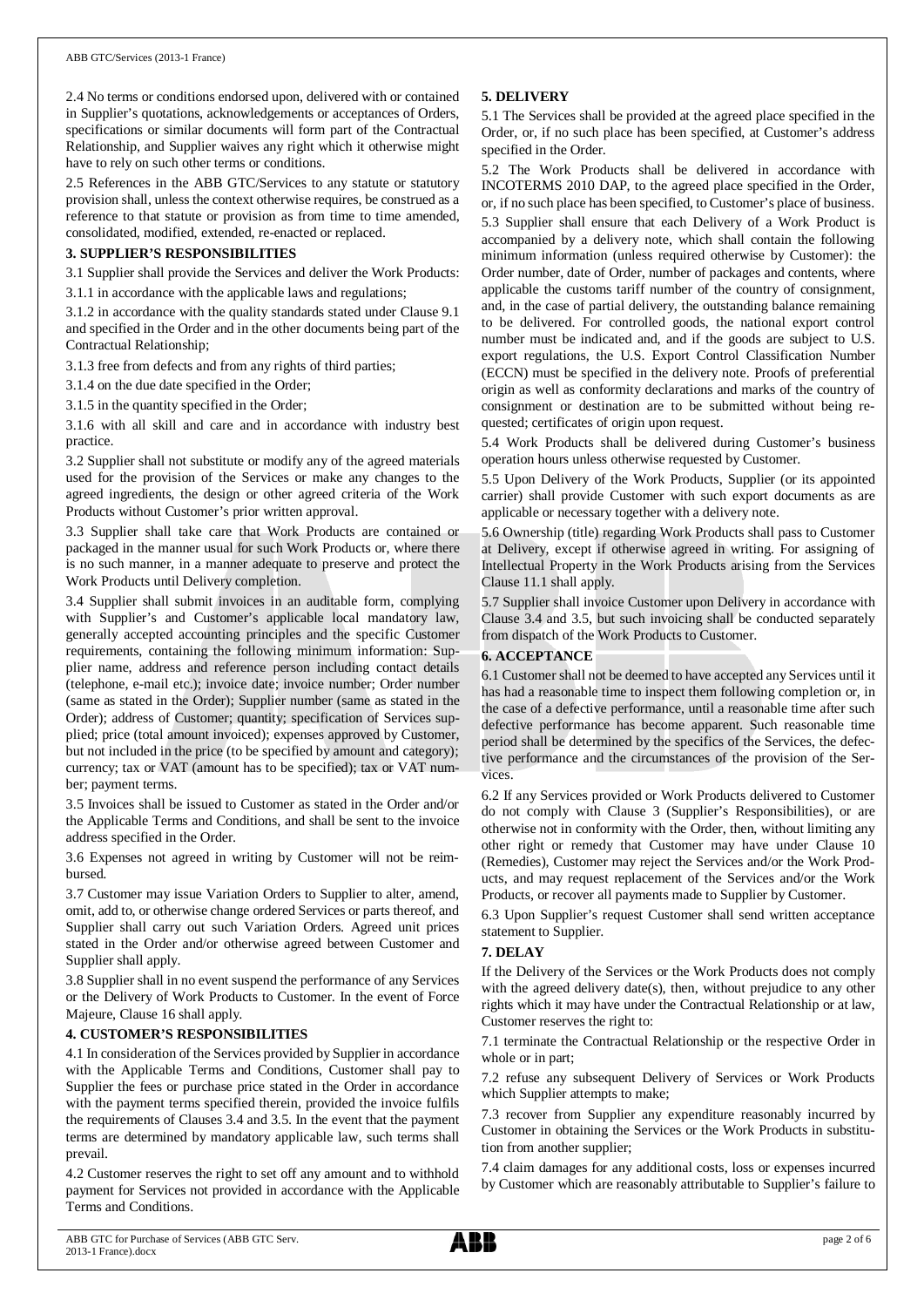2.4 No terms or conditions endorsed upon, delivered with or contained in Supplier's quotations, acknowledgements or acceptances of Orders, specifications or similar documents will form part of the Contractual Relationship, and Supplier waives any right which it otherwise might have to rely on such other terms or conditions.

2.5 References in the ABB GTC/Services to any statute or statutory provision shall, unless the context otherwise requires, be construed as a reference to that statute or provision as from time to time amended, consolidated, modified, extended, re-enacted or replaced.

**3. SUPPLIER'S RESPONSIBILITIES**

3.1 Supplier shall provide the Services and deliver the Work Products:

3.1.1 in accordance with the applicable laws and regulations;

3.1.2 in accordance with the quality standards stated under Clause 9.1 and specified in the Order and in the other documents being part of the Contractual Relationship;

3.1.3 free from defects and from any rights of third parties;

3.1.4 on the due date specified in the Order;

3.1.5 in the quantity specified in the Order;

3.1.6 with all skill and care and in accordance with industry best practice.

3.2 Supplier shall not substitute or modify any of the agreed materials used for the provision of the Services or make any changes to the agreed ingredients, the design or other agreed criteria of the Work Products without Customer's prior written approval.

3.3 Supplier shall take care that Work Products are contained or packaged in the manner usual for such Work Products or, where there is no such manner, in a manner adequate to preserve and protect the Work Products until Delivery completion.

3.4 Supplier shall submit invoices in an auditable form, complying with Supplier's and Customer's applicable local mandatory law, generally accepted accounting principles and the specific Customer requirements, containing the following minimum information: Supplier name, address and reference person including contact details (telephone, e-mail etc.); invoice date; invoice number; Order number (same as stated in the Order); Supplier number (same as stated in the Order); address of Customer; quantity; specification of Services supplied; price (total amount invoiced); expenses approved by Customer, but not included in the price (to be specified by amount and category); currency; tax or VAT (amount has to be specified); tax or VAT number; payment terms.

3.5 Invoices shall be issued to Customer as stated in the Order and/or the Applicable Terms and Conditions, and shall be sent to the invoice address specified in the Order.

3.6 Expenses not agreed in writing by Customer will not be reimbursed.

3.7 Customer may issue Variation Orders to Supplier to alter, amend, omit, add to, or otherwise change ordered Services or parts thereof, and Supplier shall carry out such Variation Orders. Agreed unit prices stated in the Order and/or otherwise agreed between Customer and Supplier shall apply.

3.8 Supplier shall in no event suspend the performance of any Services or the Delivery of Work Products to Customer. In the event of Force Majeure, Clause 16 shall apply.

**4. CUSTOMER'S RESPONSIBILITIES**

4.1 In consideration of the Services provided by Supplier in accordance with the Applicable Terms and Conditions, Customer shall pay to Supplier the fees or purchase price stated in the Order in accordance with the payment terms specified therein, provided the invoice fulfils the requirements of Clauses 3.4 and 3.5. In the event that the payment terms are determined by mandatory applicable law, such terms shall prevail.

4.2 Customer reserves the right to set off any amount and to withhold payment for Services not provided in accordance with the Applicable Terms and Conditions.

**5. DELIVERY**

5.1 The Services shall be provided at the agreed place specified in the Order, or, if no such place has been specified, at Customer's address specified in the Order.

5.2 The Work Products shall be delivered in accordance with INCOTERMS 2010 DAP, to the agreed place specified in the Order, or, if no such place has been specified, to Customer's place of business.

5.3 Supplier shall ensure that each Delivery of a Work Product is accompanied by a delivery note, which shall contain the following minimum information (unless required otherwise by Customer): the Order number, date of Order, number of packages and contents, where applicable the customs tariff number of the country of consignment, and, in the case of partial delivery, the outstanding balance remaining to be delivered. For controlled goods, the national export control number must be indicated and, and if the goods are subject to U.S. export regulations, the U.S. Export Control Classification Number (ECCN) must be specified in the delivery note. Proofs of preferential origin as well as conformity declarations and marks of the country of consignment or destination are to be submitted without being requested; certificates of origin upon request.

5.4 Work Products shall be delivered during Customer's business operation hours unless otherwise requested by Customer.

5.5 Upon Delivery of the Work Products, Supplier (or its appointed carrier) shall provide Customer with such export documents as are applicable or necessary together with a delivery note.

5.6 Ownership (title) regarding Work Products shall pass to Customer at Delivery, except if otherwise agreed in writing. For assigning of Intellectual Property in the Work Products arising from the Services Clause 11.1 shall apply.

5.7 Supplier shall invoice Customer upon Delivery in accordance with Clause 3.4 and 3.5, but such invoicing shall be conducted separately from dispatch of the Work Products to Customer.

**6. ACCEPTANCE**

6.1 Customer shall not be deemed to have accepted any Services until it has had a reasonable time to inspect them following completion or, in the case of a defective performance, until a reasonable time after such defective performance has become apparent. Such reasonable time period shall be determined by the specifics of the Services, the defective performance and the circumstances of the provision of the Services.

6.2 If any Services provided or Work Products delivered to Customer do not comply with Clause 3 (Supplier's Responsibilities), or are otherwise not in conformity with the Order, then, without limiting any other right or remedy that Customer may have under Clause 10 (Remedies), Customer may reject the Services and/or the Work Products, and may request replacement of the Services and/or the Work Products, or recover all payments made to Supplier by Customer.

6.3 Upon Supplier's request Customer shall send written acceptance statement to Supplier.

**7. DELAY**

If the Delivery of the Services or the Work Products does not comply with the agreed delivery date(s), then, without prejudice to any other rights which it may have under the Contractual Relationship or at law, Customer reserves the right to:

7.1 terminate the Contractual Relationship or the respective Order in whole or in part;

7.2 refuse any subsequent Delivery of Services or Work Products which Supplier attempts to make;

7.3 recover from Supplier any expenditure reasonably incurred by Customer in obtaining the Services or the Work Products in substitution from another supplier;

7.4 claim damages for any additional costs, loss or expenses incurred by Customer which are reasonably attributable to Supplier's failure to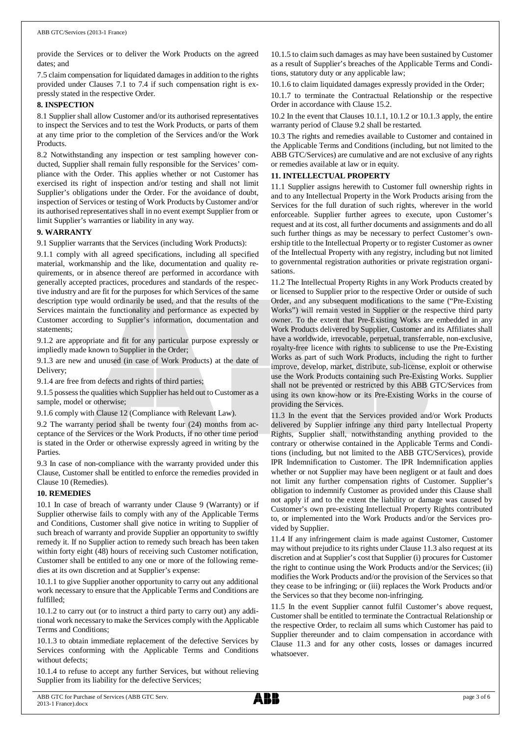provide the Services or to deliver the Work Products on the agreed dates; and

7.5 claim compensation for liquidated damages in addition to the rights provided under Clauses 7.1 to 7.4 if such compensation right is expressly stated in the respective Order.

**8. INSPECTION**

8.1 Supplier shall allow Customer and/or its authorised representatives to inspect the Services and to test the Work Products, or parts of them at any time prior to the completion of the Services and/or the Work Products.

8.2 Notwithstanding any inspection or test sampling however conducted, Supplier shall remain fully responsible for the Services' compliance with the Order. This applies whether or not Customer has exercised its right of inspection and/or testing and shall not limit Supplier's obligations under the Order. For the avoidance of doubt, inspection of Services or testing of Work Products by Customer and/or its authorised representatives shall in no event exempt Supplier from or limit Supplier's warranties or liability in any way.

**9. WARRANTY**

9.1 Supplier warrants that the Services (including Work Products):

9.1.1 comply with all agreed specifications, including all specified material, workmanship and the like, documentation and quality requirements, or in absence thereof are performed in accordance with generally accepted practices, procedures and standards of the respective industry and are fit for the purposes for which Services of the same description type would ordinarily be used, and that the results of the Services maintain the functionality and performance as expected by Customer according to Supplier's information, documentation and statements;

9.1.2 are appropriate and fit for any particular purpose expressly or impliedly made known to Supplier in the Order;

9.1.3 are new and unused (in case of Work Products) at the date of Delivery;

9.1.4 are free from defects and rights of third parties;

9.1.5 possess the qualities which Supplier has held out to Customer as a sample, model or otherwise;

9.1.6 comply with Clause 12 (Compliance with Relevant Law).

9.2 The warranty period shall be twenty four (24) months from acceptance of the Services or the Work Products, if no other time period is stated in the Order or otherwise expressly agreed in writing by the Parties.

9.3 In case of non-compliance with the warranty provided under this Clause, Customer shall be entitled to enforce the remedies provided in Clause 10 (Remedies).

**10. REMEDIES**

10.1 In case of breach of warranty under Clause 9 (Warranty) or if Supplier otherwise fails to comply with any of the Applicable Terms and Conditions, Customer shall give notice in writing to Supplier of such breach of warranty and provide Supplier an opportunity to swiftly remedy it. If no Supplier action to remedy such breach has been taken within forty eight (48) hours of receiving such Customer notification, Customer shall be entitled to any one or more of the following remedies at its own discretion and at Supplier's expense:

10.1.1 to give Supplier another opportunity to carry out any additional work necessary to ensure that the Applicable Terms and Conditions are fulfilled;

10.1.2 to carry out (or to instruct a third party to carry out) any additional work necessary to make the Services comply with the Applicable Terms and Conditions;

10.1.3 to obtain immediate replacement of the defective Services by Services conforming with the Applicable Terms and Conditions without defects;

10.1.4 to refuse to accept any further Services, but without relieving Supplier from its liability for the defective Services;

10.1.5 to claim such damages as may have been sustained by Customer as a result of Supplier's breaches of the Applicable Terms and Conditions, statutory duty or any applicable law;

10.1.6 to claim liquidated damages expressly provided in the Order;

10.1.7 to terminate the Contractual Relationship or the respective Order in accordance with Clause 15.2.

10.2 In the event that Clauses 10.1.1, 10.1.2 or 10.1.3 apply, the entire warranty period of Clause 9.2 shall be restarted.

10.3 The rights and remedies available to Customer and contained in the Applicable Terms and Conditions (including, but not limited to the ABB GTC/Services) are cumulative and are not exclusive of any rights or remedies available at law or in equity.

**11. INTELLECTUAL PROPERTY**

11.1 Supplier assigns herewith to Customer full ownership rights in and to any Intellectual Property in the Work Products arising from the Services for the full duration of such rights, wherever in the world enforceable. Supplier further agrees to execute, upon Customer's request and at its cost, all further documents and assignments and do all such further things as may be necessary to perfect Customer's ownership title to the Intellectual Property or to register Customer as owner of the Intellectual Property with any registry, including but not limited to governmental registration authorities or private registration organisations.

11.2 The Intellectual Property Rights in any Work Products created by or licensed to Supplier prior to the respective Order or outside of such Order, and any subsequent modifications to the same ("Pre-Existing Works") will remain vested in Supplier or the respective third party owner. To the extent that Pre-Existing Works are embedded in any Work Products delivered by Supplier, Customer and its Affiliates shall have a worldwide, irrevocable, perpetual, transferrable, non-exclusive, royalty-free licence with rights to sublicense to use the Pre-Existing Works as part of such Work Products, including the right to further improve, develop, market, distribute, sub-license, exploit or otherwise use the Work Products containing such Pre-Existing Works. Supplier shall not be prevented or restricted by this ABB GTC/Services from using its own know-how or its Pre-Existing Works in the course of providing the Services.

11.3 In the event that the Services provided and/or Work Products delivered by Supplier infringe any third party Intellectual Property Rights, Supplier shall, notwithstanding anything provided to the contrary or otherwise contained in the Applicable Terms and Conditions (including, but not limited to the ABB GTC/Services), provide IPR Indemnification to Customer. The IPR Indemnification applies whether or not Supplier may have been negligent or at fault and does not limit any further compensation rights of Customer. Supplier's obligation to indemnify Customer as provided under this Clause shall not apply if and to the extent the liability or damage was caused by Customer's own pre-existing Intellectual Property Rights contributed to, or implemented into the Work Products and/or the Services provided by Supplier.

11.4 If any infringement claim is made against Customer, Customer may without prejudice to its rights under Clause 11.3 also request at its discretion and at Supplier's cost that Supplier (i) procures for Customer the right to continue using the Work Products and/or the Services; (ii) modifies the Work Products and/or the provision of the Services so that they cease to be infringing; or (iii) replaces the Work Products and/or the Services so that they become non-infringing.

11.5 In the event Supplier cannot fulfil Customer's above request, Customer shall be entitled to terminate the Contractual Relationship or the respective Order, to reclaim all sums which Customer has paid to Supplier thereunder and to claim compensation in accordance with Clause 11.3 and for any other costs, losses or damages incurred whatsoever.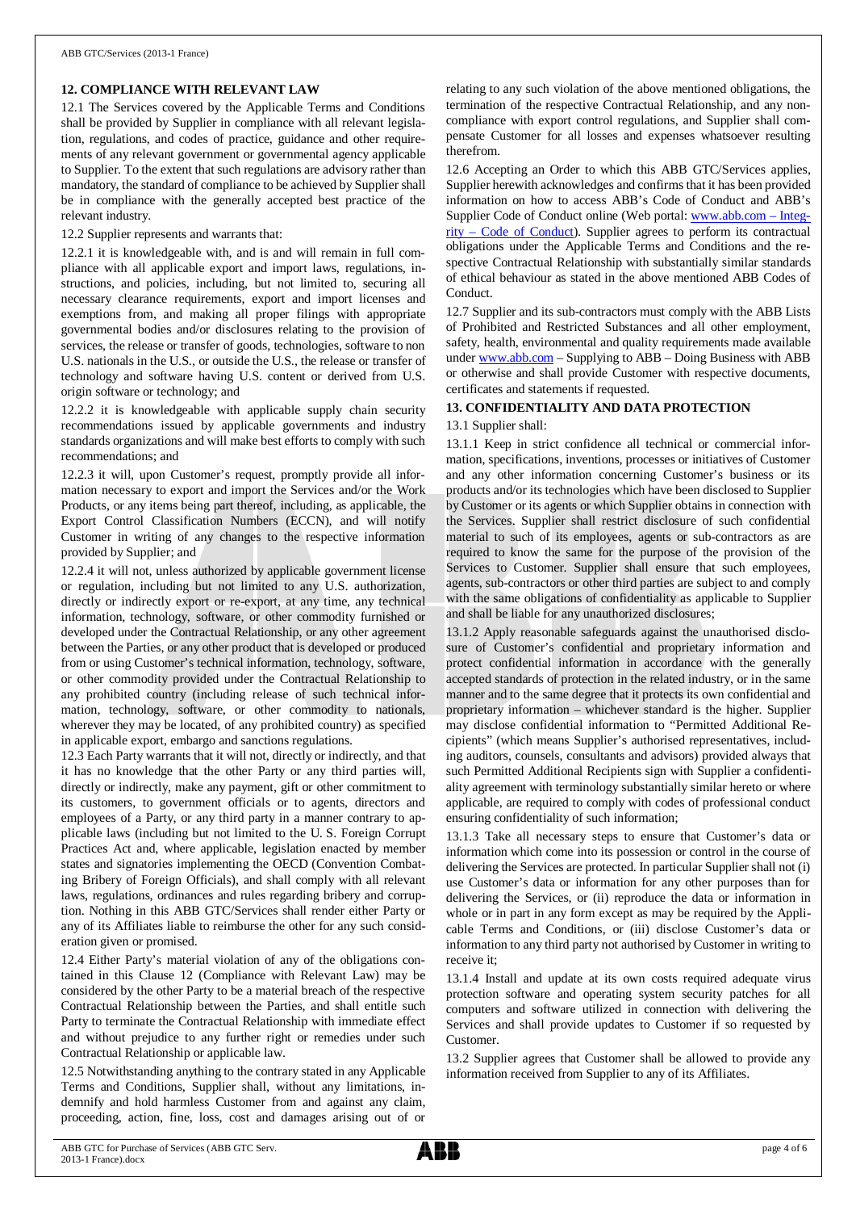## 12. COMPLIANCE WITH RELEVANT LAW

12.1 The Services covered by the Applicable Terms and Conditions shall be provided by Supplier in compliance with all relevant legislation, regulations, and codes of practice, guidance and other requirements of any relevant government or governmental agency applicable to Supplier. To the extent that such regulations are advisory rather than mandatory, the standard of compliance to be achieved by Supplier shall be in compliance with the generally accepted best practice of the relevant industry.

12.2 Supplier represents and warrants that:

12.2.1 it is knowledgeable with, and is and will remain in full compliance with all applicable export and import laws, regulations, instructions, and policies, including, but not limited to, securing all necessary clearance requirements, export and import licenses and exemptions from, and making all proper filings with appropriate governmental bodies and/or disclosures relating to the provision of services, the release or transfer of goods, technologies, software to non U.S. nationals in the U.S., or outside the U.S., the release or transfer of technology and software having U.S. content or derived from U.S. origin software or technology; and

12.2.2 it is knowledgeable with applicable supply chain security recommendations issued by applicable governments and industry standards organizations and will make best efforts to comply with such recommendations; and

12.2.3 it will, upon Customer's request, promptly provide all information necessary to export and import the Services and/or the Work Products, or any items being part thereof, including, as applicable, the Export Control Classification Numbers (ECCN), and will notify Customer in writing of any changes to the respective information provided by Supplier; and

12.2.4 it will not, unless authorized by applicable government license or regulation, including but not limited to any U.S. authorization, directly or indirectly export or re-export, at any time, any technical information, technology, software, or other commodity furnished or developed under the Contractual Relationship, or any other agreement between the Parties, or any other product that is developed or produced from or using Customer's technical information, technology, software, or other commodity provided under the Contractual Relationship to any prohibited country (including release of such technical information, technology, software, or other commodity to nationals, wherever they may be located, of any prohibited country) as specified in applicable export, embargo and sanctions regulations.

12.3 Each Party warrants that it will not, directly or indirectly, and that it has no knowledge that the other Party or any third parties will, directly or indirectly, make any payment, gift or other commitment to its customers, to government officials or to agents, directors and employees of a Party, or any third party in a manner contrary to applicable laws (including but not limited to the U. S. Foreign Corrupt Practices Act and, where applicable, legislation enacted by member states and signatories implementing the OECD (Convention Combating Bribery of Foreign Officials), and shall comply with all relevant laws, regulations, ordinances and rules regarding bribery and corruption. Nothing in this ABB GTC/Services shall render either Party or any of its Affiliates liable to reimburse the other for any such consideration given or promised.

12.4 Either Party's material violation of any of the obligations contained in this Clause 12 (Compliance with Relevant Law) may be considered by the other Party to be a material breach of the respective Contractual Relationship between the Parties, and shall entitle such Party to terminate the Contractual Relationship with immediate effect and without prejudice to any further right or remedies under such Contractual Relationship or applicable law.

12.5 Notwithstanding anything to the contrary stated in any Applicable Terms and Conditions, Supplier shall, without any limitations, indemnify and hold harmless Customer from and against any claim, proceeding, action, fine, loss, cost and damages arising out of or relating to any such violation of the above mentioned obligations, the termination of the respective Contractual Relationship, and any non-compliance with export control regulations, and Supplier shall compensate Customer for all losses and expenses whatsoever resulting therefrom.

12.6 Accepting an Order to which this ABB GTC/Services applies, Supplier herewith acknowledges and confirms that it has been provided information on how to access ABB's Code of Conduct and ABB's Supplier Code of Conduct online (Web portal: www.abb.com – Integrity – Code of Conduct). Supplier agrees to perform its contractual obligations under the Applicable Terms and Conditions and the respective Contractual Relationship with substantially similar standards of ethical behaviour as stated in the above mentioned ABB Codes of Conduct.

12.7 Supplier and its sub-contractors must comply with the ABB Lists of Prohibited and Restricted Substances and all other employment, safety, health, environmental and quality requirements made available under www.abb.com – Supplying to ABB – Doing Business with ABB or otherwise and shall provide Customer with respective documents, certificates and statements if requested.

## 13. CONFIDENTIALITY AND DATA PROTECTION

13.1 Supplier shall:

13.1.1 Keep in strict confidence all technical or commercial information, specifications, inventions, processes or initiatives of Customer and any other information concerning Customer's business or its products and/or its technologies which have been disclosed to Supplier by Customer or its agents or which Supplier obtains in connection with the Services. Supplier shall restrict disclosure of such confidential material to such of its employees, agents or sub-contractors as are required to know the same for the purpose of the provision of the Services to Customer. Supplier shall ensure that such employees, agents, sub-contractors or other third parties are subject to and comply with the same obligations of confidentiality as applicable to Supplier and shall be liable for any unauthorized disclosures;

13.1.2 Apply reasonable safeguards against the unauthorised disclosure of Customer's confidential and proprietary information and protect confidential information in accordance with the generally accepted standards of protection in the related industry, or in the same manner and to the same degree that it protects its own confidential and proprietary information – whichever standard is the higher. Supplier may disclose confidential information to "Permitted Additional Recipients" (which means Supplier's authorised representatives, including auditors, counsels, consultants and advisors) provided always that such Permitted Additional Recipients sign with Supplier a confidentiality agreement with terminology substantially similar hereto or where applicable, are required to comply with codes of professional conduct ensuring confidentiality of such information;

13.1.3 Take all necessary steps to ensure that Customer's data or information which come into its possession or control in the course of delivering the Services are protected. In particular Supplier shall not (i) use Customer's data or information for any other purposes than for delivering the Services, or (ii) reproduce the data or information in whole or in part in any form except as may be required by the Applicable Terms and Conditions, or (iii) disclose Customer's data or information to any third party not authorised by Customer in writing to receive it;

13.1.4 Install and update at its own costs required adequate virus protection software and operating system security patches for all computers and software utilized in connection with delivering the Services and shall provide updates to Customer if so requested by Customer.

13.2 Supplier agrees that Customer shall be allowed to provide any information received from Supplier to any of its Affiliates.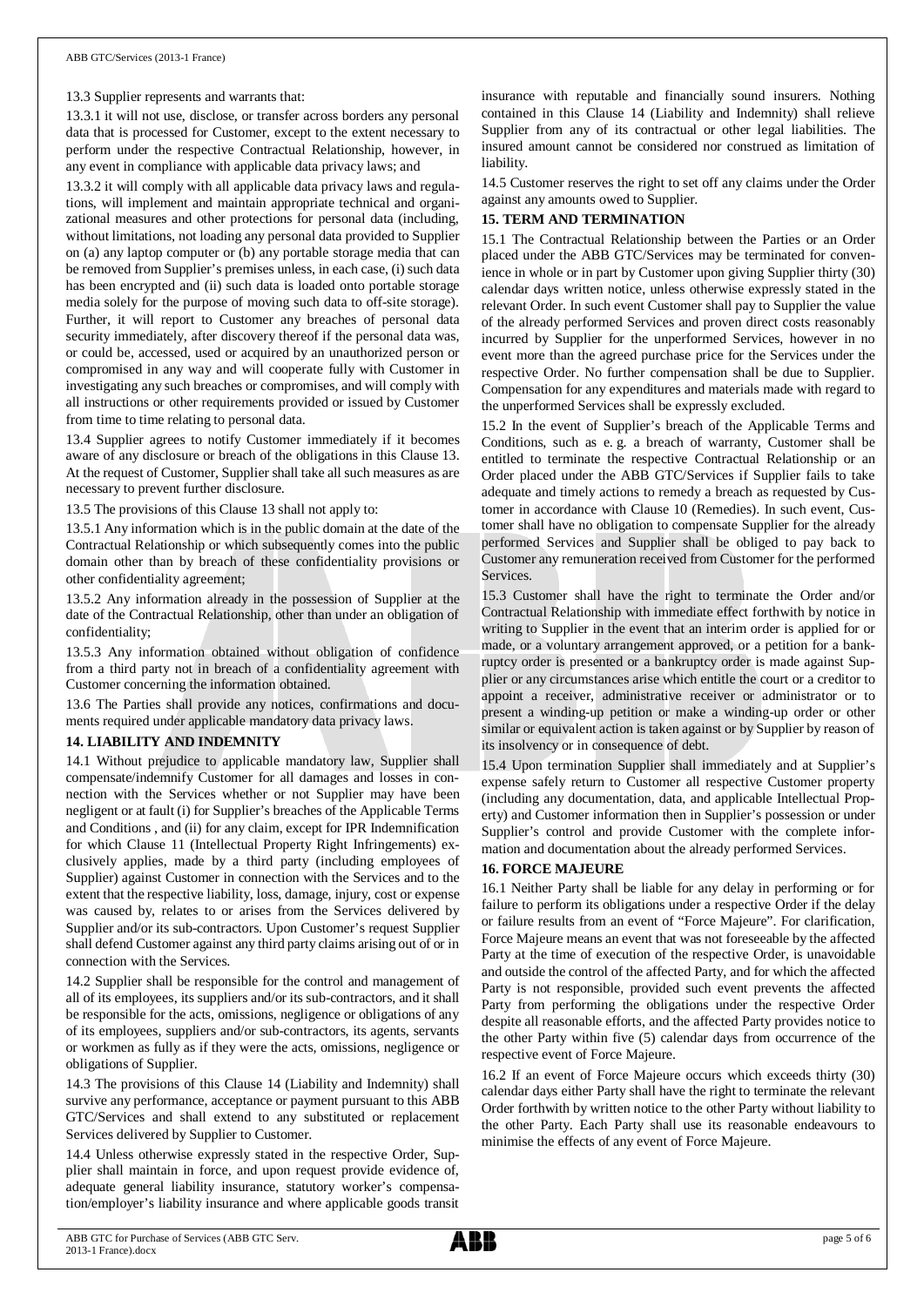13.3 Supplier represents and warrants that:

13.3.1 it will not use, disclose, or transfer across borders any personal data that is processed for Customer, except to the extent necessary to perform under the respective Contractual Relationship, however, in any event in compliance with applicable data privacy laws; and

13.3.2 it will comply with all applicable data privacy laws and regulations, will implement and maintain appropriate technical and organizational measures and other protections for personal data (including, without limitations, not loading any personal data provided to Supplier on (a) any laptop computer or (b) any portable storage media that can be removed from Supplier's premises unless, in each case, (i) such data has been encrypted and (ii) such data is loaded onto portable storage media solely for the purpose of moving such data to off-site storage). Further, it will report to Customer any breaches of personal data security immediately, after discovery thereof if the personal data was, or could be, accessed, used or acquired by an unauthorized person or compromised in any way and will cooperate fully with Customer in investigating any such breaches or compromises, and will comply with all instructions or other requirements provided or issued by Customer from time to time relating to personal data.

13.4 Supplier agrees to notify Customer immediately if it becomes aware of any disclosure or breach of the obligations in this Clause 13. At the request of Customer, Supplier shall take all such measures as are necessary to prevent further disclosure.

13.5 The provisions of this Clause 13 shall not apply to:

13.5.1 Any information which is in the public domain at the date of the Contractual Relationship or which subsequently comes into the public domain other than by breach of these confidentiality provisions or other confidentiality agreement;

13.5.2 Any information already in the possession of Supplier at the date of the Contractual Relationship, other than under an obligation of confidentiality;

13.5.3 Any information obtained without obligation of confidence from a third party not in breach of a confidentiality agreement with Customer concerning the information obtained.

13.6 The Parties shall provide any notices, confirmations and documents required under applicable mandatory data privacy laws.

## 14. LIABILITY AND INDEMNITY

14.1 Without prejudice to applicable mandatory law, Supplier shall compensate/indemnify Customer for all damages and losses in connection with the Services whether or not Supplier may have been negligent or at fault (i) for Supplier's breaches of the Applicable Terms and Conditions , and (ii) for any claim, except for IPR Indemnification for which Clause 11 (Intellectual Property Right Infringements) exclusively applies, made by a third party (including employees of Supplier) against Customer in connection with the Services and to the extent that the respective liability, loss, damage, injury, cost or expense was caused by, relates to or arises from the Services delivered by Supplier and/or its sub-contractors. Upon Customer's request Supplier shall defend Customer against any third party claims arising out of or in connection with the Services.

14.2 Supplier shall be responsible for the control and management of all of its employees, its suppliers and/or its sub-contractors, and it shall be responsible for the acts, omissions, negligence or obligations of any of its employees, suppliers and/or sub-contractors, its agents, servants or workmen as fully as if they were the acts, omissions, negligence or obligations of Supplier.

14.3 The provisions of this Clause 14 (Liability and Indemnity) shall survive any performance, acceptance or payment pursuant to this ABB GTC/Services and shall extend to any substituted or replacement Services delivered by Supplier to Customer.

14.4 Unless otherwise expressly stated in the respective Order, Supplier shall maintain in force, and upon request provide evidence of, adequate general liability insurance, statutory worker's compensation/employer's liability insurance and where applicable goods transit insurance with reputable and financially sound insurers. Nothing contained in this Clause 14 (Liability and Indemnity) shall relieve Supplier from any of its contractual or other legal liabilities. The insured amount cannot be considered nor construed as limitation of liability.

14.5 Customer reserves the right to set off any claims under the Order against any amounts owed to Supplier.

## 15. TERM AND TERMINATION

15.1 The Contractual Relationship between the Parties or an Order placed under the ABB GTC/Services may be terminated for convenience in whole or in part by Customer upon giving Supplier thirty (30) calendar days written notice, unless otherwise expressly stated in the relevant Order. In such event Customer shall pay to Supplier the value of the already performed Services and proven direct costs reasonably incurred by Supplier for the unperformed Services, however in no event more than the agreed purchase price for the Services under the respective Order. No further compensation shall be due to Supplier. Compensation for any expenditures and materials made with regard to the unperformed Services shall be expressly excluded.

15.2 In the event of Supplier's breach of the Applicable Terms and Conditions, such as e. g. a breach of warranty, Customer shall be entitled to terminate the respective Contractual Relationship or an Order placed under the ABB GTC/Services if Supplier fails to take adequate and timely actions to remedy a breach as requested by Customer in accordance with Clause 10 (Remedies). In such event, Customer shall have no obligation to compensate Supplier for the already performed Services and Supplier shall be obliged to pay back to Customer any remuneration received from Customer for the performed Services.

15.3 Customer shall have the right to terminate the Order and/or Contractual Relationship with immediate effect forthwith by notice in writing to Supplier in the event that an interim order is applied for or made, or a voluntary arrangement approved, or a petition for a bankruptcy order is presented or a bankruptcy order is made against Supplier or any circumstances arise which entitle the court or a creditor to appoint a receiver, administrative receiver or administrator or to present a winding-up petition or make a winding-up order or other similar or equivalent action is taken against or by Supplier by reason of its insolvency or in consequence of debt.

15.4 Upon termination Supplier shall immediately and at Supplier's expense safely return to Customer all respective Customer property (including any documentation, data, and applicable Intellectual Property) and Customer information then in Supplier's possession or under Supplier's control and provide Customer with the complete information and documentation about the already performed Services.

## 16. FORCE MAJEURE

16.1 Neither Party shall be liable for any delay in performing or for failure to perform its obligations under a respective Order if the delay or failure results from an event of "Force Majeure". For clarification, Force Majeure means an event that was not foreseeable by the affected Party at the time of execution of the respective Order, is unavoidable and outside the control of the affected Party, and for which the affected Party is not responsible, provided such event prevents the affected Party from performing the obligations under the respective Order despite all reasonable efforts, and the affected Party provides notice to the other Party within five (5) calendar days from occurrence of the respective event of Force Majeure.

16.2 If an event of Force Majeure occurs which exceeds thirty (30) calendar days either Party shall have the right to terminate the relevant Order forthwith by written notice to the other Party without liability to the other Party. Each Party shall use its reasonable endeavours to minimise the effects of any event of Force Majeure.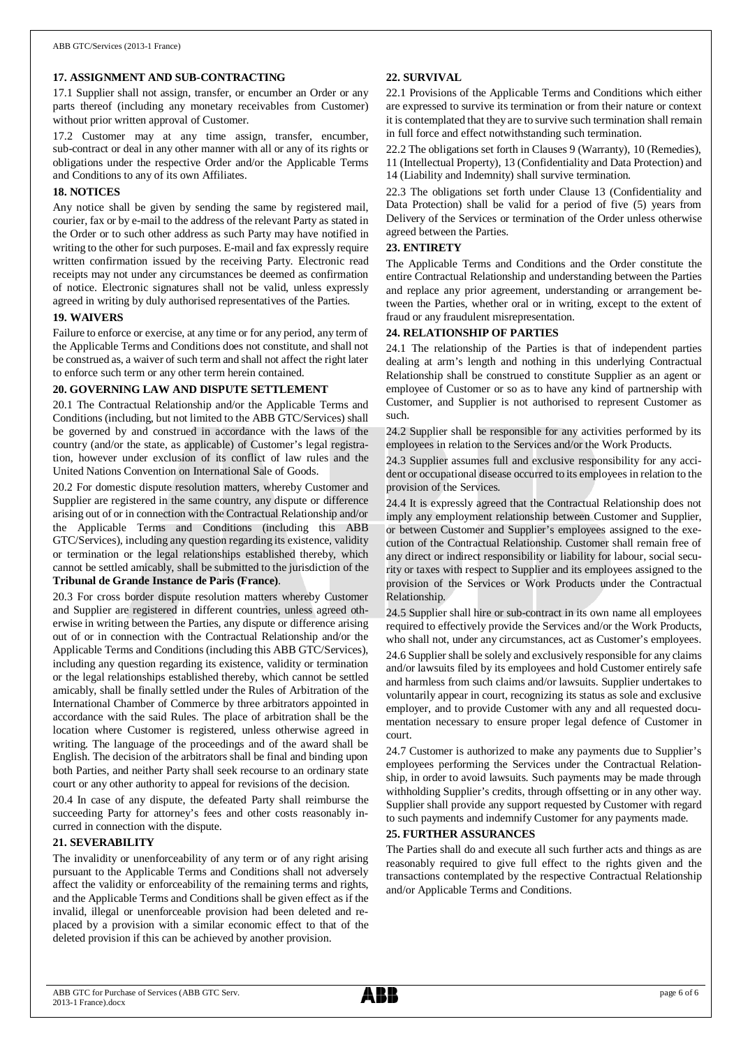## 17. ASSIGNMENT AND SUB-CONTRACTING

17.1 Supplier shall not assign, transfer, or encumber an Order or any parts thereof (including any monetary receivables from Customer) without prior written approval of Customer.

17.2 Customer may at any time assign, transfer, encumber, sub-contract or deal in any other manner with all or any of its rights or obligations under the respective Order and/or the Applicable Terms and Conditions to any of its own Affiliates.

## 18. NOTICES

Any notice shall be given by sending the same by registered mail, courier, fax or by e-mail to the address of the relevant Party as stated in the Order or to such other address as such Party may have notified in writing to the other for such purposes. E-mail and fax expressly require written confirmation issued by the receiving Party. Electronic read receipts may not under any circumstances be deemed as confirmation of notice. Electronic signatures shall not be valid, unless expressly agreed in writing by duly authorised representatives of the Parties.

## 19. WAIVERS

Failure to enforce or exercise, at any time or for any period, any term of the Applicable Terms and Conditions does not constitute, and shall not be construed as, a waiver of such term and shall not affect the right later to enforce such term or any other term herein contained.

## 20. GOVERNING LAW AND DISPUTE SETTLEMENT

20.1 The Contractual Relationship and/or the Applicable Terms and Conditions (including, but not limited to the ABB GTC/Services) shall be governed by and construed in accordance with the laws of the country (and/or the state, as applicable) of Customer's legal registration, however under exclusion of its conflict of law rules and the United Nations Convention on International Sale of Goods.

20.2 For domestic dispute resolution matters, whereby Customer and Supplier are registered in the same country, any dispute or difference arising out of or in connection with the Contractual Relationship and/or the Applicable Terms and Conditions (including this ABB GTC/Services), including any question regarding its existence, validity or termination or the legal relationships established thereby, which cannot be settled amicably, shall be submitted to the jurisdiction of the **Tribunal de Grande Instance de Paris (France)**.

20.3 For cross border dispute resolution matters whereby Customer and Supplier are registered in different countries, unless agreed otherwise in writing between the Parties, any dispute or difference arising out of or in connection with the Contractual Relationship and/or the Applicable Terms and Conditions (including this ABB GTC/Services), including any question regarding its existence, validity or termination or the legal relationships established thereby, which cannot be settled amicably, shall be finally settled under the Rules of Arbitration of the International Chamber of Commerce by three arbitrators appointed in accordance with the said Rules. The place of arbitration shall be the location where Customer is registered, unless otherwise agreed in writing. The language of the proceedings and of the award shall be English. The decision of the arbitrators shall be final and binding upon both Parties, and neither Party shall seek recourse to an ordinary state court or any other authority to appeal for revisions of the decision.

20.4 In case of any dispute, the defeated Party shall reimburse the succeeding Party for attorney's fees and other costs reasonably incurred in connection with the dispute.

## 21. SEVERABILITY

The invalidity or unenforceability of any term or of any right arising pursuant to the Applicable Terms and Conditions shall not adversely affect the validity or enforceability of the remaining terms and rights, and the Applicable Terms and Conditions shall be given effect as if the invalid, illegal or unenforceable provision had been deleted and replaced by a provision with a similar economic effect to that of the deleted provision if this can be achieved by another provision.

## 22. SURVIVAL

22.1 Provisions of the Applicable Terms and Conditions which either are expressed to survive its termination or from their nature or context it is contemplated that they are to survive such termination shall remain in full force and effect notwithstanding such termination.

22.2 The obligations set forth in Clauses 9 (Warranty), 10 (Remedies), 11 (Intellectual Property), 13 (Confidentiality and Data Protection) and 14 (Liability and Indemnity) shall survive termination.

22.3 The obligations set forth under Clause 13 (Confidentiality and Data Protection) shall be valid for a period of five (5) years from Delivery of the Services or termination of the Order unless otherwise agreed between the Parties.

## 23. ENTIRETY

The Applicable Terms and Conditions and the Order constitute the entire Contractual Relationship and understanding between the Parties and replace any prior agreement, understanding or arrangement between the Parties, whether oral or in writing, except to the extent of fraud or any fraudulent misrepresentation.

## 24. RELATIONSHIP OF PARTIES

24.1 The relationship of the Parties is that of independent parties dealing at arm's length and nothing in this underlying Contractual Relationship shall be construed to constitute Supplier as an agent or employee of Customer or so as to have any kind of partnership with Customer, and Supplier is not authorised to represent Customer as such.

24.2 Supplier shall be responsible for any activities performed by its employees in relation to the Services and/or the Work Products.

24.3 Supplier assumes full and exclusive responsibility for any accident or occupational disease occurred to its employees in relation to the provision of the Services.

24.4 It is expressly agreed that the Contractual Relationship does not imply any employment relationship between Customer and Supplier, or between Customer and Supplier's employees assigned to the execution of the Contractual Relationship. Customer shall remain free of any direct or indirect responsibility or liability for labour, social security or taxes with respect to Supplier and its employees assigned to the provision of the Services or Work Products under the Contractual Relationship.

24.5 Supplier shall hire or sub-contract in its own name all employees required to effectively provide the Services and/or the Work Products, who shall not, under any circumstances, act as Customer's employees.

24.6 Supplier shall be solely and exclusively responsible for any claims and/or lawsuits filed by its employees and hold Customer entirely safe and harmless from such claims and/or lawsuits. Supplier undertakes to voluntarily appear in court, recognizing its status as sole and exclusive employer, and to provide Customer with any and all requested documentation necessary to ensure proper legal defence of Customer in court.

24.7 Customer is authorized to make any payments due to Supplier's employees performing the Services under the Contractual Relationship, in order to avoid lawsuits. Such payments may be made through withholding Supplier's credits, through offsetting or in any other way. Supplier shall provide any support requested by Customer with regard to such payments and indemnify Customer for any payments made.

## 25. FURTHER ASSURANCES

The Parties shall do and execute all such further acts and things as are reasonably required to give full effect to the rights given and the transactions contemplated by the respective Contractual Relationship and/or Applicable Terms and Conditions.